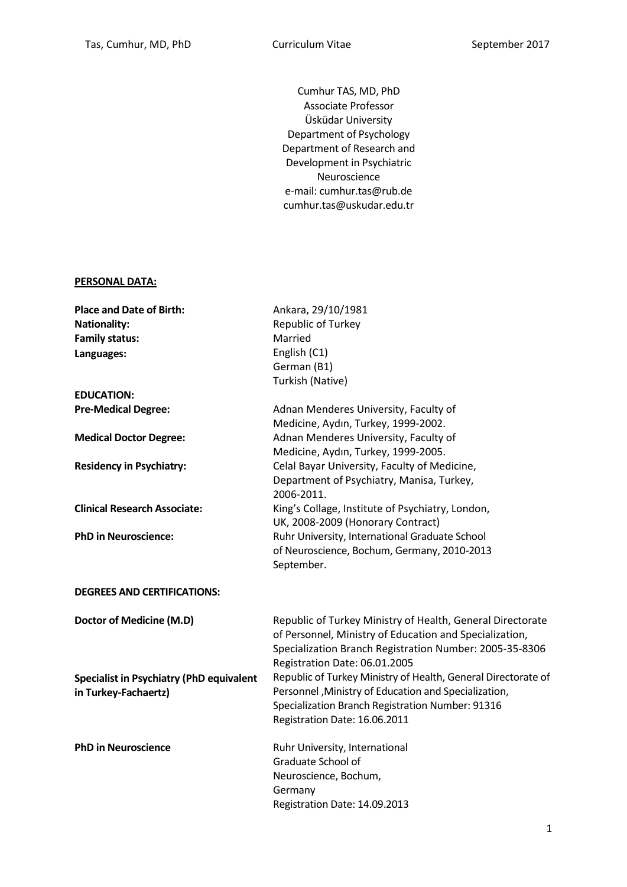Cumhur TAS, MD, PhD
Associate Professor
Üsküdar University
Department of Psychology
Department of Research and Development in Psychiatric Neuroscience
e-mail: cumhur.tas@rub.de
cumhur.tas@uskudar.edu.tr

## PERSONAL DATA:

| | |
|---|---|
| **Place and Date of Birth:** | Ankara, 29/10/1981 |
| **Nationality:** | Republic of Turkey |
| **Family status:** | Married |
| **Languages:** | English (C1)<br>German (B1)<br>Turkish (Native) |

## EDUCATION:

| | |
|---|---|
| **Pre-Medical Degree:** | Adnan Menderes University, Faculty of Medicine, Aydın, Turkey, 1999-2002. |
| **Medical Doctor Degree:** | Adnan Menderes University, Faculty of Medicine, Aydın, Turkey, 1999-2005. |
| **Residency in Psychiatry:** | Celal Bayar University, Faculty of Medicine, Department of Psychiatry, Manisa, Turkey, 2006-2011. |
| **Clinical Research Associate:** | King's Collage, Institute of Psychiatry, London, UK, 2008-2009 (Honorary Contract) |
| **PhD in Neuroscience:** | Ruhr University, International Graduate School of Neuroscience, Bochum, Germany, 2010-2013 September. |

## DEGREES AND CERTIFICATIONS:

| | |
|---|---|
| **Doctor of Medicine (M.D)** | Republic of Turkey Ministry of Health, General Directorate of Personnel, Ministry of Education and Specialization, Specialization Branch Registration Number: 2005-35-8306<br>Registration Date: 06.01.2005 |
| **Specialist in Psychiatry (PhD equivalent in Turkey-Fachaertz)** | Republic of Turkey Ministry of Health, General Directorate of Personnel ,Ministry of Education and Specialization, Specialization Branch Registration Number: 91316<br>Registration Date: 16.06.2011 |
| **PhD in Neuroscience** | Ruhr University, International Graduate School of Neuroscience, Bochum, Germany<br>Registration Date: 14.09.2013 |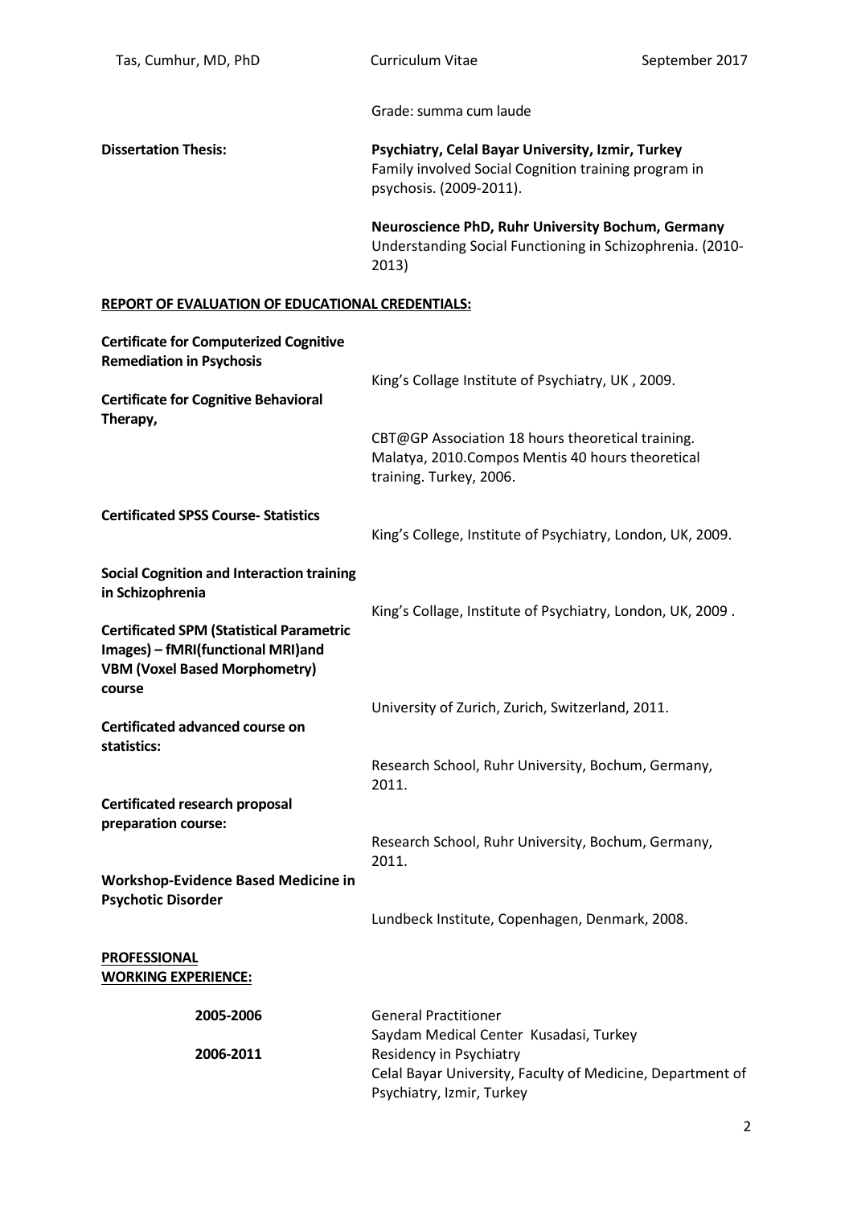Grade: summa cum laude

**Dissertation Thesis:**

**Psychiatry, Celal Bayar University, Izmir, Turkey**
Family involved Social Cognition training program in psychosis. (2009-2011).

**Neuroscience PhD, Ruhr University Bochum, Germany**
Understanding Social Functioning in Schizophrenia. (2010-2013)

## REPORT OF EVALUATION OF EDUCATIONAL CREDENTIALS:

**Certificate for Computerized Cognitive Remediation in Psychosis**
King's Collage Institute of Psychiatry, UK , 2009.

**Certificate for Cognitive Behavioral Therapy,**
CBT@GP Association 18 hours theoretical training. Malatya, 2010.Compos Mentis 40 hours theoretical training. Turkey, 2006.

**Certificated SPSS Course- Statistics**
King's College, Institute of Psychiatry, London, UK, 2009.

**Social Cognition and Interaction training in Schizophrenia**
King's Collage, Institute of Psychiatry, London, UK, 2009 .

**Certificated SPM (Statistical Parametric Images) – fMRI(functional MRI)and VBM (Voxel Based Morphometry) course**
University of Zurich, Zurich, Switzerland, 2011.

**Certificated advanced course on statistics:**
Research School, Ruhr University, Bochum, Germany, 2011.

**Certificated research proposal preparation course:**
Research School, Ruhr University, Bochum, Germany, 2011.

**Workshop-Evidence Based Medicine in Psychotic Disorder**
Lundbeck Institute, Copenhagen, Denmark, 2008.

## PROFESSIONAL WORKING EXPERIENCE:

**2005-2006**
General Practitioner
Saydam Medical Center Kusadasi, Turkey

**2006-2011**
Residency in Psychiatry
Celal Bayar University, Faculty of Medicine, Department of Psychiatry, Izmir, Turkey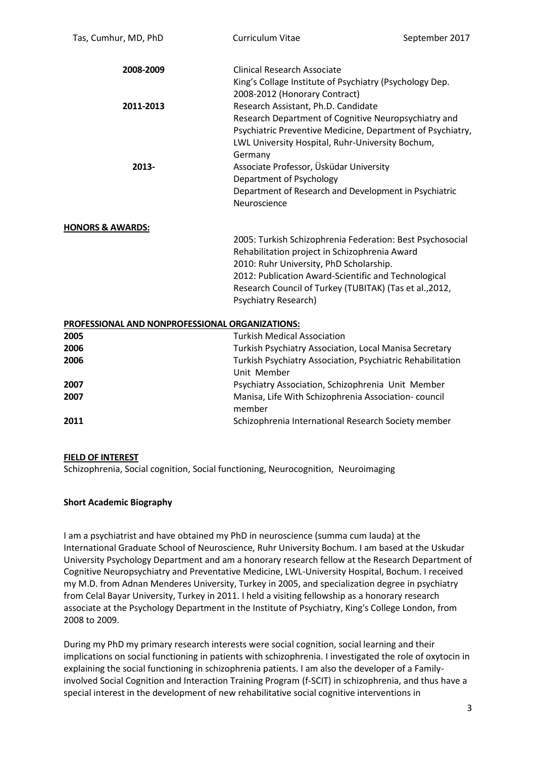| | |
|---|---|
| **2008-2009** | Clinical Research Associate<br>King's Collage Institute of Psychiatry (Psychology Dep.<br>2008-2012 (Honorary Contract) |
| **2011-2013** | Research Assistant, Ph.D. Candidate<br>Research Department of Cognitive Neuropsychiatry and Psychiatric Preventive Medicine, Department of Psychiatry, LWL University Hospital, Ruhr-University Bochum, Germany |
| **2013-** | Associate Professor, Üsküdar University<br>Department of Psychology<br>Department of Research and Development in Psychiatric Neuroscience |

**HONORS & AWARDS:**

2005: Turkish Schizophrenia Federation: Best Psychosocial Rehabilitation project in Schizophrenia Award
2010: Ruhr University, PhD Scholarship.
2012: Publication Award-Scientific and Technological Research Council of Turkey (TUBITAK) (Tas et al.,2012, Psychiatry Research)

**PROFESSIONAL AND NONPROFESSIONAL ORGANIZATIONS:**

| | |
|---|---|
| **2005** | Turkish Medical Association |
| **2006** | Turkish Psychiatry Association, Local Manisa Secretary |
| **2006** | Turkish Psychiatry Association, Psychiatric Rehabilitation Unit Member |
| **2007** | Psychiatry Association, Schizophrenia Unit Member |
| **2007** | Manisa, Life With Schizophrenia Association- council member |
| **2011** | Schizophrenia International Research Society member |

**FIELD OF INTEREST**

Schizophrenia, Social cognition, Social functioning, Neurocognition, Neuroimaging

**Short Academic Biography**

I am a psychiatrist and have obtained my PhD in neuroscience (summa cum lauda) at the International Graduate School of Neuroscience, Ruhr University Bochum. I am based at the Uskudar University Psychology Department and am a honorary research fellow at the Research Department of Cognitive Neuropsychiatry and Preventative Medicine, LWL-University Hospital, Bochum. I received my M.D. from Adnan Menderes University, Turkey in 2005, and specialization degree in psychiatry from Celal Bayar University, Turkey in 2011. I held a visiting fellowship as a honorary research associate at the Psychology Department in the Institute of Psychiatry, King's College London, from 2008 to 2009.

During my PhD my primary research interests were social cognition, social learning and their implications on social functioning in patients with schizophrenia. I investigated the role of oxytocin in explaining the social functioning in schizophrenia patients. I am also the developer of a Family-involved Social Cognition and Interaction Training Program (f-SCIT) in schizophrenia, and thus have a special interest in the development of new rehabilitative social cognitive interventions in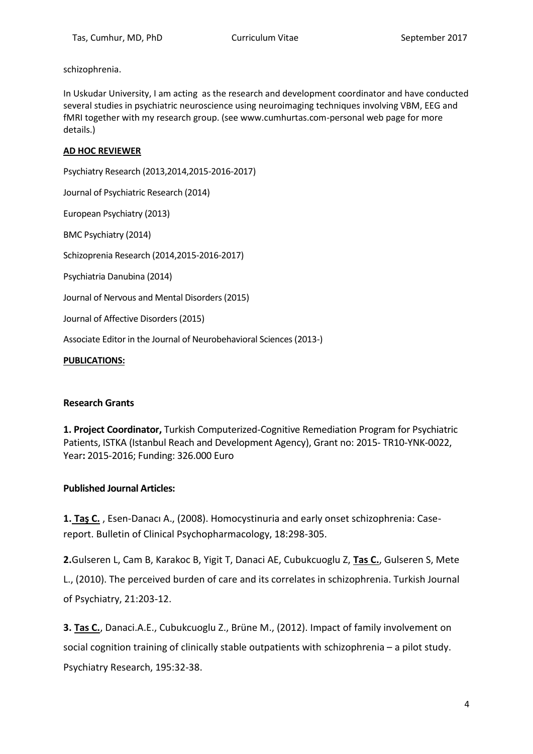schizophrenia.

In Uskudar University, I am acting  as the research and development coordinator and have conducted several studies in psychiatric neuroscience using neuroimaging techniques involving VBM, EEG and fMRI together with my research group. (see www.cumhurtas.com-personal web page for more details.)

## **AD HOC REVIEWER**

Psychiatry Research (2013,2014,2015-2016-2017)

Journal of Psychiatric Research (2014)

European Psychiatry (2013)

BMC Psychiatry (2014)

Schizoprenia Research (2014,2015-2016-2017)

Psychiatria Danubina (2014)

Journal of Nervous and Mental Disorders (2015)

Journal of Affective Disorders (2015)

Associate Editor in the Journal of Neurobehavioral Sciences (2013-)

## **PUBLICATIONS:**

### **Research Grants**

**1. Project Coordinator,** Turkish Computerized-Cognitive Remediation Program for Psychiatric Patients, ISTKA (Istanbul Reach and Development Agency), Grant no: 2015- TR10-YNK-0022, Year**:** 2015-2016; Funding: 326.000 Euro

### **Published Journal Articles:**

**1. Taş C.** , Esen-Danacı A., (2008). Homocystinuria and early onset schizophrenia: Case-report. Bulletin of Clinical Psychopharmacology, 18:298-305.

**2.**Gulseren L, Cam B, Karakoc B, Yigit T, Danaci AE, Cubukcuoglu Z, **Tas C.**, Gulseren S, Mete L., (2010). The perceived burden of care and its correlates in schizophrenia. Turkish Journal of Psychiatry, 21:203-12.

**3. Tas C.**, Danaci.A.E., Cubukcuoglu Z., Brüne M., (2012). Impact of family involvement on social cognition training of clinically stable outpatients with schizophrenia – a pilot study. Psychiatry Research, 195:32-38.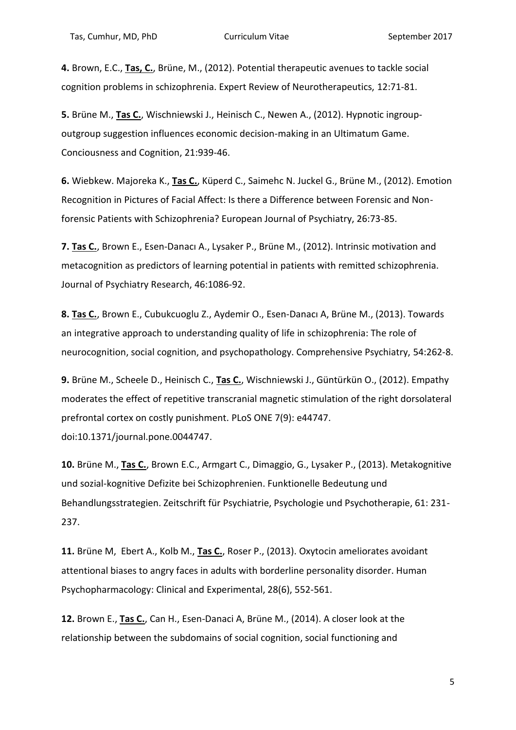**4.** Brown, E.C., **Tas, C.**, Brüne, M., (2012). Potential therapeutic avenues to tackle social cognition problems in schizophrenia. Expert Review of Neurotherapeutics, 12:71-81.

**5.** Brüne M., **Tas C.**, Wischniewski J., Heinisch C., Newen A., (2012). Hypnotic ingroup-outgroup suggestion influences economic decision-making in an Ultimatum Game. Conciousness and Cognition, 21:939-46.

**6.** Wiebkew. Majoreka K., **Tas C.**, Küperd C., Saimehc N. Juckel G., Brüne M., (2012). Emotion Recognition in Pictures of Facial Affect: Is there a Difference between Forensic and Non-forensic Patients with Schizophrenia? European Journal of Psychiatry, 26:73-85.

**7.** **Tas C.**, Brown E., Esen-Danacı A., Lysaker P., Brüne M., (2012). Intrinsic motivation and metacognition as predictors of learning potential in patients with remitted schizophrenia. Journal of Psychiatry Research, 46:1086-92.

**8.** **Tas C.**, Brown E., Cubukcuoglu Z., Aydemir O., Esen-Danacı A, Brüne M., (2013). Towards an integrative approach to understanding quality of life in schizophrenia: The role of neurocognition, social cognition, and psychopathology. Comprehensive Psychiatry, 54:262-8.

**9.** Brüne M., Scheele D., Heinisch C., **Tas C.**, Wischniewski J., Güntürkün O., (2012). Empathy moderates the effect of repetitive transcranial magnetic stimulation of the right dorsolateral prefrontal cortex on costly punishment. PLoS ONE 7(9): e44747. doi:10.1371/journal.pone.0044747.

**10.** Brüne M., **Tas C.**, Brown E.C., Armgart C., Dimaggio, G., Lysaker P., (2013). Metakognitive und sozial-kognitive Defizite bei Schizophrenien. Funktionelle Bedeutung und Behandlungsstrategien. Zeitschrift für Psychiatrie, Psychologie und Psychotherapie, 61: 231-237.

**11.** Brüne M, Ebert A., Kolb M., **Tas C.**, Roser P., (2013). Oxytocin ameliorates avoidant attentional biases to angry faces in adults with borderline personality disorder. Human Psychopharmacology: Clinical and Experimental, 28(6), 552-561.

**12.** Brown E., **Tas C.**, Can H., Esen-Danaci A, Brüne M., (2014). A closer look at the relationship between the subdomains of social cognition, social functioning and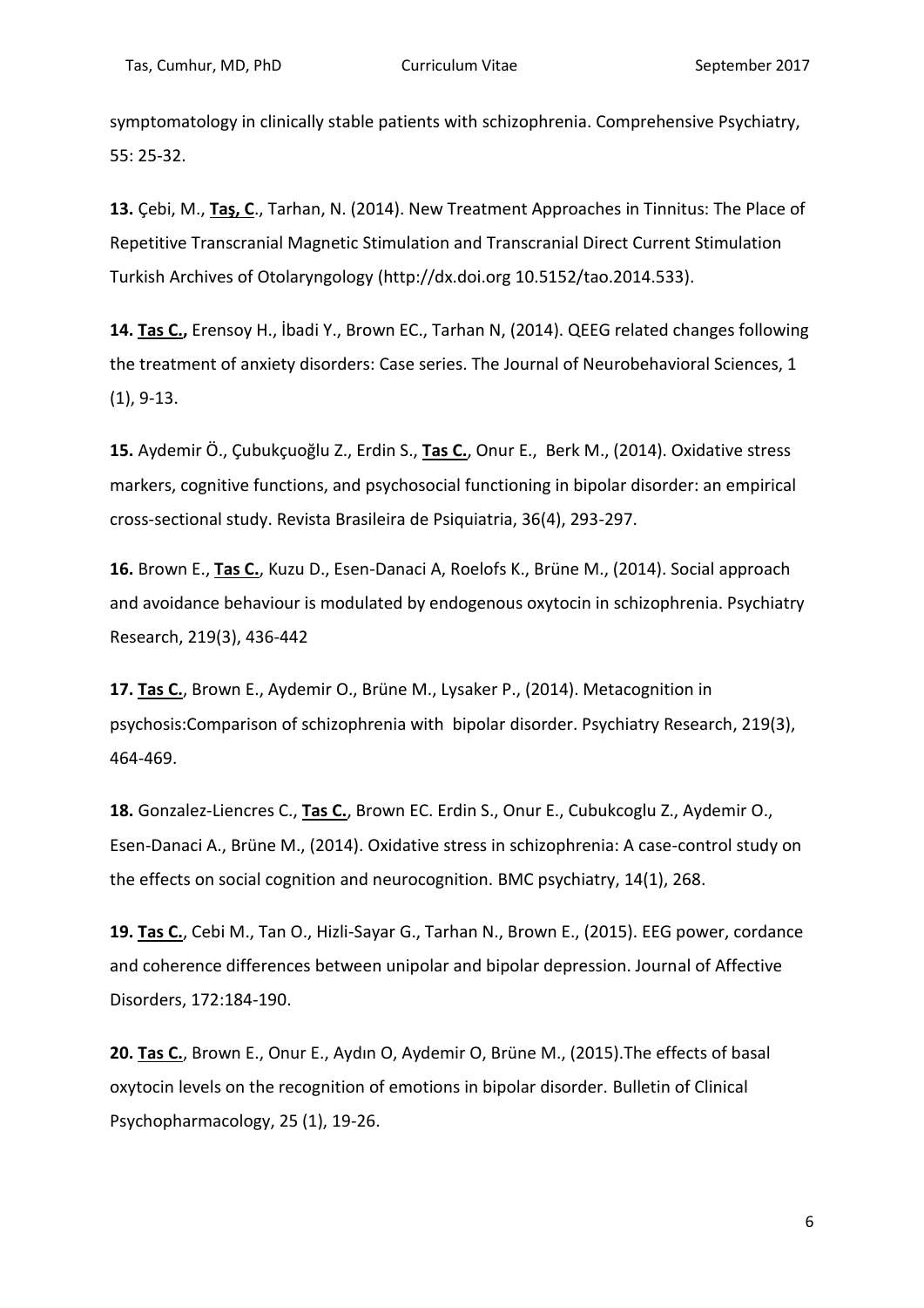symptomatology in clinically stable patients with schizophrenia. Comprehensive Psychiatry, 55: 25-32.

**13.** Çebi, M., **Taş, C**., Tarhan, N. (2014). New Treatment Approaches in Tinnitus: The Place of Repetitive Transcranial Magnetic Stimulation and Transcranial Direct Current Stimulation Turkish Archives of Otolaryngology (http://dx.doi.org 10.5152/tao.2014.533).

**14. Tas C.,** Erensoy H., İbadi Y., Brown EC., Tarhan N, (2014). QEEG related changes following the treatment of anxiety disorders: Case series. The Journal of Neurobehavioral Sciences, 1 (1), 9-13.

**15.** Aydemir Ö., Çubukçuoğlu Z., Erdin S., **Tas C.**, Onur E., Berk M., (2014). Oxidative stress markers, cognitive functions, and psychosocial functioning in bipolar disorder: an empirical cross-sectional study. Revista Brasileira de Psiquiatria, 36(4), 293-297.

**16.** Brown E., **Tas C.**, Kuzu D., Esen-Danaci A, Roelofs K., Brüne M., (2014). Social approach and avoidance behaviour is modulated by endogenous oxytocin in schizophrenia. Psychiatry Research, 219(3), 436-442

**17. Tas C.**, Brown E., Aydemir O., Brüne M., Lysaker P., (2014). Metacognition in psychosis:Comparison of schizophrenia with bipolar disorder. Psychiatry Research, 219(3), 464-469.

**18.** Gonzalez-Liencres C., **Tas C.**, Brown EC. Erdin S., Onur E., Cubukcoglu Z., Aydemir O., Esen-Danaci A., Brüne M., (2014). Oxidative stress in schizophrenia: A case-control study on the effects on social cognition and neurocognition. BMC psychiatry, 14(1), 268.

**19. Tas C.**, Cebi M., Tan O., Hizli-Sayar G., Tarhan N., Brown E., (2015). EEG power, cordance and coherence differences between unipolar and bipolar depression. Journal of Affective Disorders, 172:184-190.

**20. Tas C.**, Brown E., Onur E., Aydın O, Aydemir O, Brüne M., (2015).The effects of basal oxytocin levels on the recognition of emotions in bipolar disorder. Bulletin of Clinical Psychopharmacology, 25 (1), 19-26.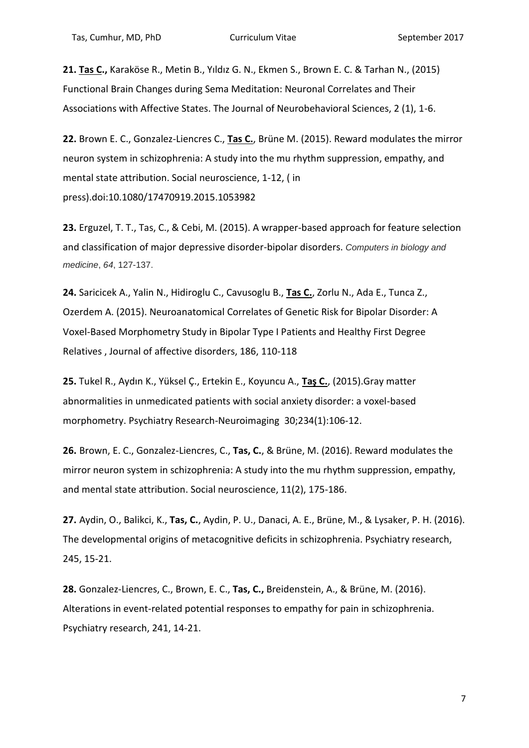**21.** **Tas C.,** Karaköse R., Metin B., Yıldız G. N., Ekmen S., Brown E. C. & Tarhan N., (2015) Functional Brain Changes during Sema Meditation: Neuronal Correlates and Their Associations with Affective States. The Journal of Neurobehavioral Sciences, 2 (1), 1-6.

**22.** Brown E. C., Gonzalez-Liencres C., **Tas C.**, Brüne M. (2015). Reward modulates the mirror neuron system in schizophrenia: A study into the mu rhythm suppression, empathy, and mental state attribution. Social neuroscience, 1-12, ( in press).doi:10.1080/17470919.2015.1053982

**23.** Erguzel, T. T., Tas, C., & Cebi, M. (2015). A wrapper-based approach for feature selection and classification of major depressive disorder-bipolar disorders. *Computers in biology and medicine*, *64*, 127-137.

**24.** Saricicek A., Yalin N., Hidiroglu C., Cavusoglu B., **Tas C.**, Zorlu N., Ada E., Tunca Z., Ozerdem A. (2015). Neuroanatomical Correlates of Genetic Risk for Bipolar Disorder: A Voxel-Based Morphometry Study in Bipolar Type I Patients and Healthy First Degree Relatives , Journal of affective disorders, 186, 110-118

**25.** Tukel R., Aydın K., Yüksel Ç., Ertekin E., Koyuncu A., **Taş C.**, (2015).Gray matter abnormalities in unmedicated patients with social anxiety disorder: a voxel-based morphometry. Psychiatry Research-Neuroimaging 30;234(1):106-12.

**26.** Brown, E. C., Gonzalez-Liencres, C., **Tas, C.**, & Brüne, M. (2016). Reward modulates the mirror neuron system in schizophrenia: A study into the mu rhythm suppression, empathy, and mental state attribution. Social neuroscience, 11(2), 175-186.

**27.** Aydin, O., Balikci, K., **Tas, C.**, Aydin, P. U., Danaci, A. E., Brüne, M., & Lysaker, P. H. (2016). The developmental origins of metacognitive deficits in schizophrenia. Psychiatry research, 245, 15-21.

**28.** Gonzalez-Liencres, C., Brown, E. C., **Tas, C.,** Breidenstein, A., & Brüne, M. (2016). Alterations in event-related potential responses to empathy for pain in schizophrenia. Psychiatry research, 241, 14-21.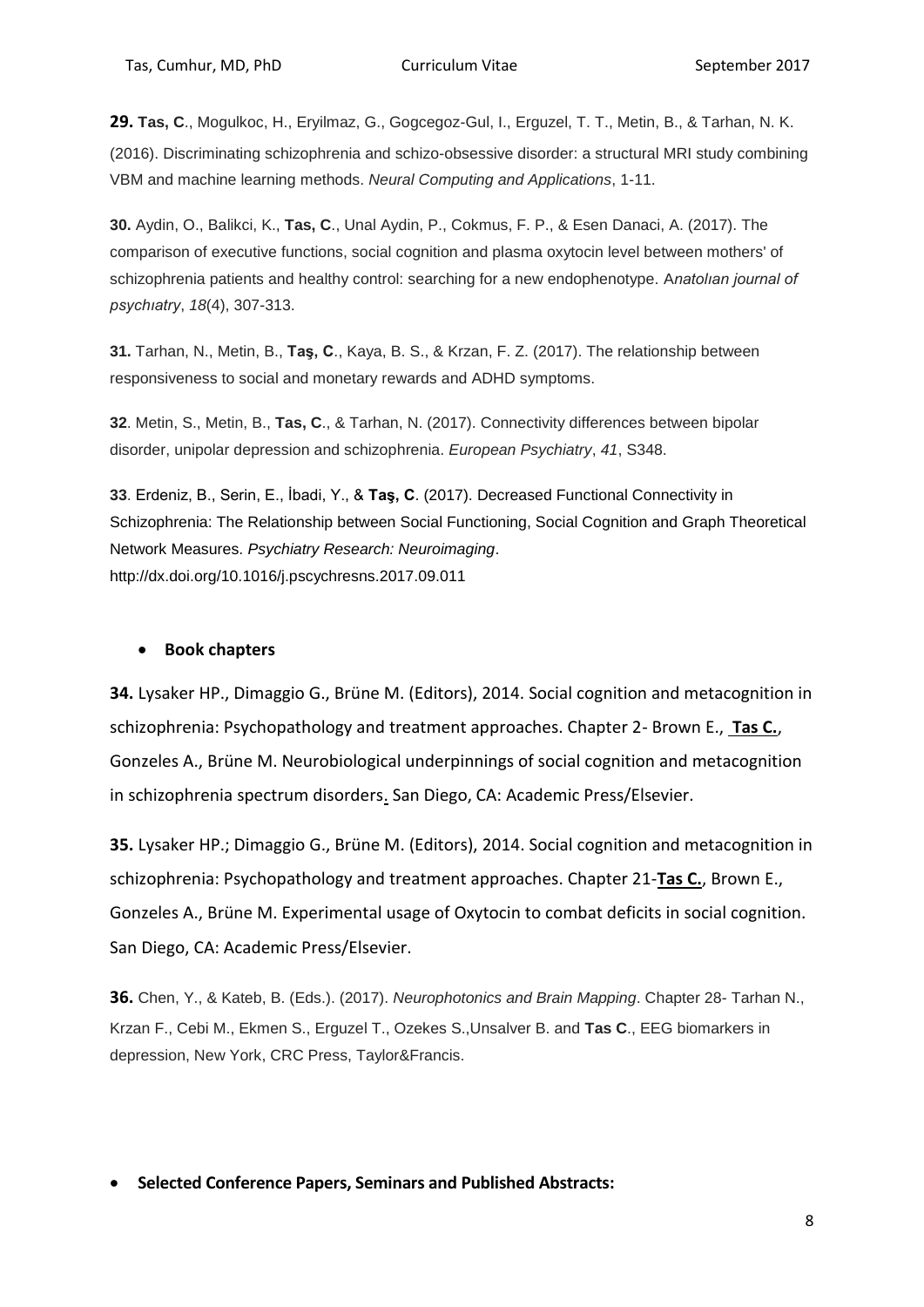**29. Tas, C**., Mogulkoc, H., Eryilmaz, G., Gogcegoz-Gul, I., Erguzel, T. T., Metin, B., & Tarhan, N. K. (2016). Discriminating schizophrenia and schizo-obsessive disorder: a structural MRI study combining VBM and machine learning methods. *Neural Computing and Applications*, 1-11.

**30.** Aydin, O., Balikci, K., **Tas, C**., Unal Aydin, P., Cokmus, F. P., & Esen Danaci, A. (2017). The comparison of executive functions, social cognition and plasma oxytocin level between mothers' of schizophrenia patients and healthy control: searching for a new endophenotype. A*natolıan journal of psychıatry*, *18*(4), 307-313.

**31.** Tarhan, N., Metin, B., **Taş, C**., Kaya, B. S., & Krzan, F. Z. (2017). The relationship between responsiveness to social and monetary rewards and ADHD symptoms.

**32**. Metin, S., Metin, B., **Tas, C**., & Tarhan, N. (2017). Connectivity differences between bipolar disorder, unipolar depression and schizophrenia. *European Psychiatry*, *41*, S348.

**33**. Erdeniz, B., Serin, E., İbadi, Y., & **Taş, C**. (2017). Decreased Functional Connectivity in Schizophrenia: The Relationship between Social Functioning, Social Cognition and Graph Theoretical Network Measures. *Psychiatry Research: Neuroimaging*. http://dx.doi.org/10.1016/j.pscychresns.2017.09.011

- **Book chapters**

**34.** Lysaker HP., Dimaggio G., Brüne M. (Editors), 2014. Social cognition and metacognition in schizophrenia: Psychopathology and treatment approaches. Chapter 2- Brown E., **Tas C.**, Gonzeles A., Brüne M. Neurobiological underpinnings of social cognition and metacognition in schizophrenia spectrum disorders. San Diego, CA: Academic Press/Elsevier.

**35.** Lysaker HP.; Dimaggio G., Brüne M. (Editors), 2014. Social cognition and metacognition in schizophrenia: Psychopathology and treatment approaches. Chapter 21-**Tas C.**, Brown E., Gonzeles A., Brüne M. Experimental usage of Oxytocin to combat deficits in social cognition. San Diego, CA: Academic Press/Elsevier.

**36.** Chen, Y., & Kateb, B. (Eds.). (2017). *Neurophotonics and Brain Mapping*. Chapter 28- Tarhan N., Krzan F., Cebi M., Ekmen S., Erguzel T., Ozekes S.,Unsalver B. and **Tas C**., EEG biomarkers in depression, New York, CRC Press, Taylor&Francis.

- **Selected Conference Papers, Seminars and Published Abstracts:**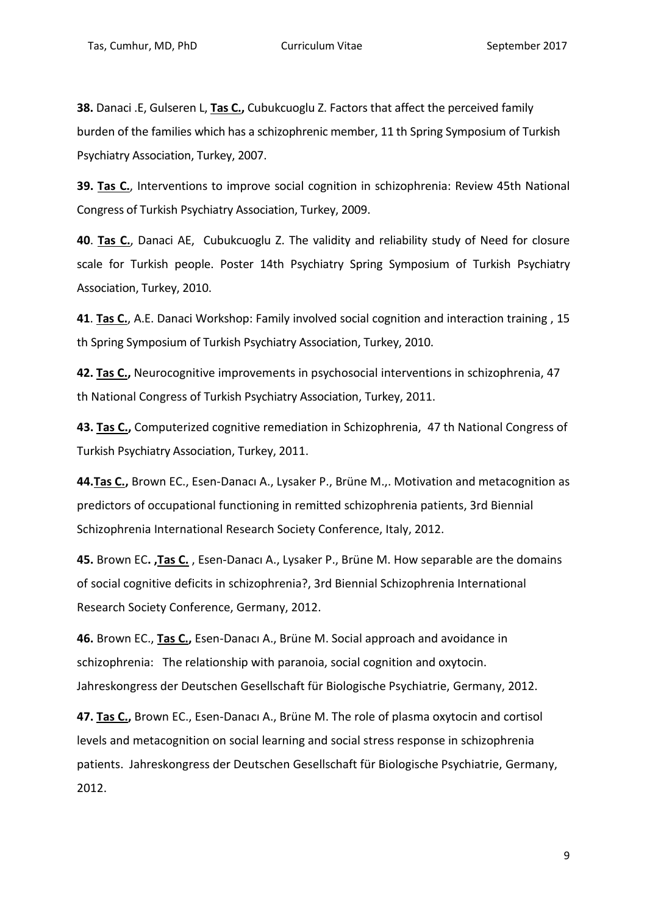**38.** Danaci .E, Gulseren L, **Tas C.,** Cubukcuoglu Z. Factors that affect the perceived family burden of the families which has a schizophrenic member, 11 th Spring Symposium of Turkish Psychiatry Association, Turkey, 2007.

**39. Tas C.**, Interventions to improve social cognition in schizophrenia: Review 45th National Congress of Turkish Psychiatry Association, Turkey, 2009.

**40**. **Tas C.**, Danaci AE, Cubukcuoglu Z. The validity and reliability study of Need for closure scale for Turkish people. Poster 14th Psychiatry Spring Symposium of Turkish Psychiatry Association, Turkey, 2010.

**41**. **Tas C.**, A.E. Danaci Workshop: Family involved social cognition and interaction training , 15 th Spring Symposium of Turkish Psychiatry Association, Turkey, 2010.

**42. Tas C.,** Neurocognitive improvements in psychosocial interventions in schizophrenia, 47 th National Congress of Turkish Psychiatry Association, Turkey, 2011.

**43. Tas C.,** Computerized cognitive remediation in Schizophrenia, 47 th National Congress of Turkish Psychiatry Association, Turkey, 2011.

**44.Tas C.,** Brown EC., Esen-Danacı A., Lysaker P., Brüne M.,. Motivation and metacognition as predictors of occupational functioning in remitted schizophrenia patients, 3rd Biennial Schizophrenia International Research Society Conference, Italy, 2012.

**45.** Brown EC**. ,Tas C.** , Esen-Danacı A., Lysaker P., Brüne M. How separable are the domains of social cognitive deficits in schizophrenia?, 3rd Biennial Schizophrenia International Research Society Conference, Germany, 2012.

**46.** Brown EC., **Tas C.,** Esen-Danacı A., Brüne M. Social approach and avoidance in schizophrenia: The relationship with paranoia, social cognition and oxytocin. Jahreskongress der Deutschen Gesellschaft für Biologische Psychiatrie, Germany, 2012.

**47. Tas C.,** Brown EC., Esen-Danacı A., Brüne M. The role of plasma oxytocin and cortisol levels and metacognition on social learning and social stress response in schizophrenia patients. Jahreskongress der Deutschen Gesellschaft für Biologische Psychiatrie, Germany, 2012.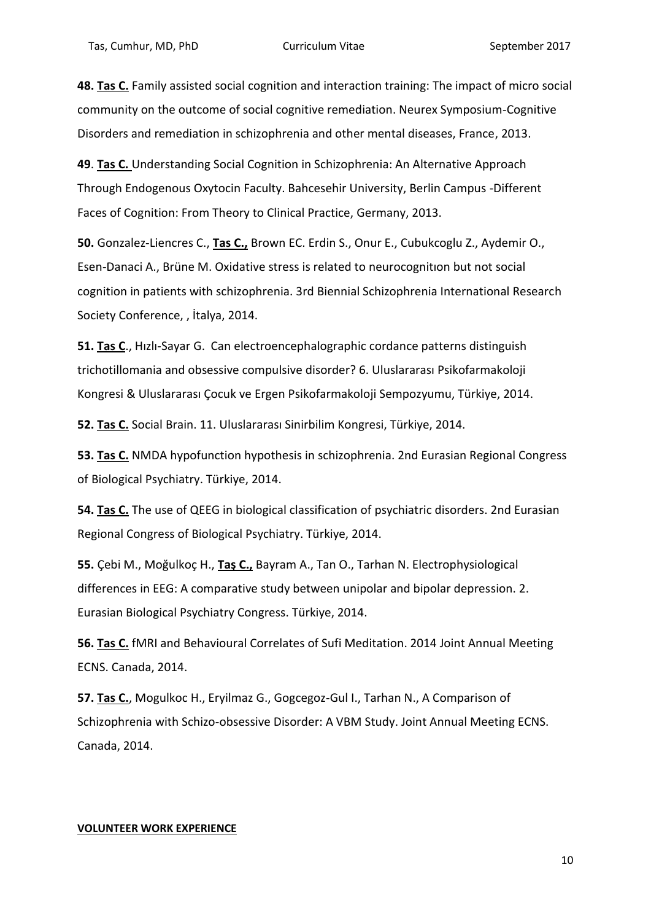**48. <u>Tas C.</u>** Family assisted social cognition and interaction training: The impact of micro social community on the outcome of social cognitive remediation. Neurex Symposium-Cognitive Disorders and remediation in schizophrenia and other mental diseases, France, 2013.

**49**. **<u>Tas C.</u>** Understanding Social Cognition in Schizophrenia: An Alternative Approach Through Endogenous Oxytocin Faculty. Bahcesehir University, Berlin Campus -Different Faces of Cognition: From Theory to Clinical Practice, Germany, 2013.

**50.** Gonzalez-Liencres C., **<u>Tas C.,</u>** Brown EC. Erdin S., Onur E., Cubukcoglu Z., Aydemir O., Esen-Danaci A., Brüne M. Oxidative stress is related to neurocognitıon but not social cognition in patients with schizophrenia. 3rd Biennial Schizophrenia International Research Society Conference, , İtalya, 2014.

**51. <u>Tas C</u>**., Hızlı-Sayar G. Can electroencephalographic cordance patterns distinguish trichotillomania and obsessive compulsive disorder? 6. Uluslararası Psikofarmakoloji Kongresi & Uluslararası Çocuk ve Ergen Psikofarmakoloji Sempozyumu, Türkiye, 2014.

**52. <u>Tas C.</u>** Social Brain. 11. Uluslararası Sinirbilim Kongresi, Türkiye, 2014.

**53. <u>Tas C.</u>** NMDA hypofunction hypothesis in schizophrenia. 2nd Eurasian Regional Congress of Biological Psychiatry. Türkiye, 2014.

**54. <u>Tas C.</u>** The use of QEEG in biological classification of psychiatric disorders. 2nd Eurasian Regional Congress of Biological Psychiatry. Türkiye, 2014.

**55.** Çebi M., Moğulkoç H., **<u>Taş C.,</u>** Bayram A., Tan O., Tarhan N. Electrophysiological differences in EEG: A comparative study between unipolar and bipolar depression. 2. Eurasian Biological Psychiatry Congress. Türkiye, 2014.

**56. <u>Tas C.</u>** fMRI and Behavioural Correlates of Sufi Meditation. 2014 Joint Annual Meeting ECNS. Canada, 2014.

**57. <u>Tas C.</u>**, Mogulkoc H., Eryilmaz G., Gogcegoz-Gul I., Tarhan N., A Comparison of Schizophrenia with Schizo-obsessive Disorder: A VBM Study. Joint Annual Meeting ECNS. Canada, 2014.

**<u>VOLUNTEER WORK EXPERIENCE</u>**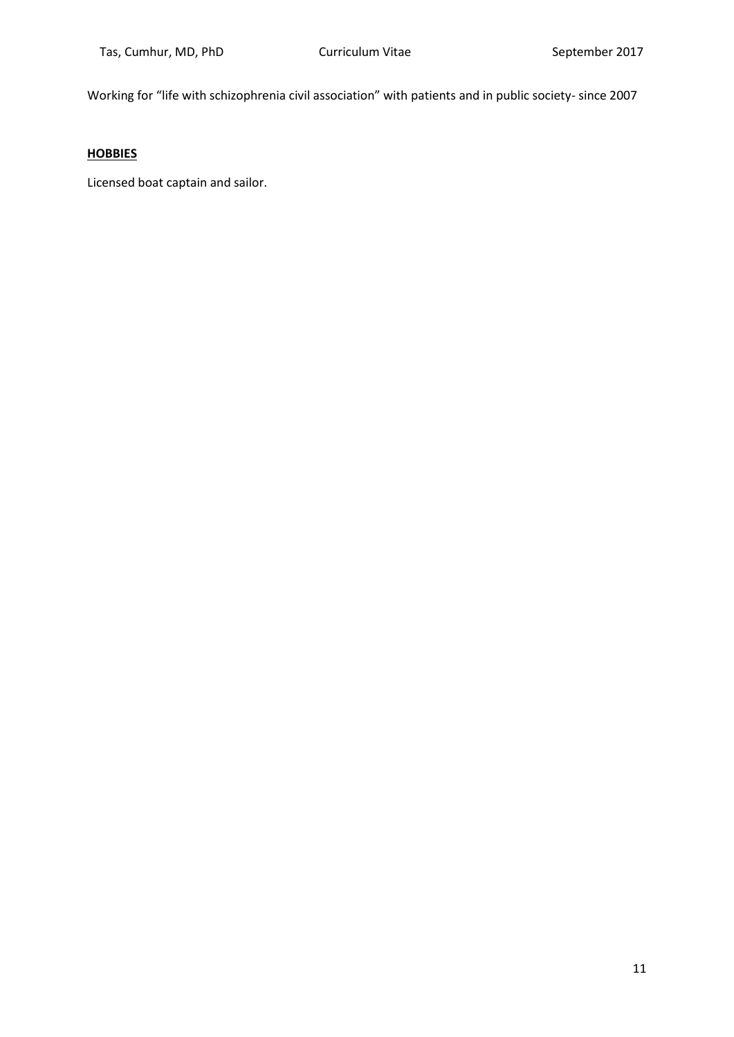Working for "life with schizophrenia civil association" with patients and in public society- since 2007

**HOBBIES**

Licensed boat captain and sailor.